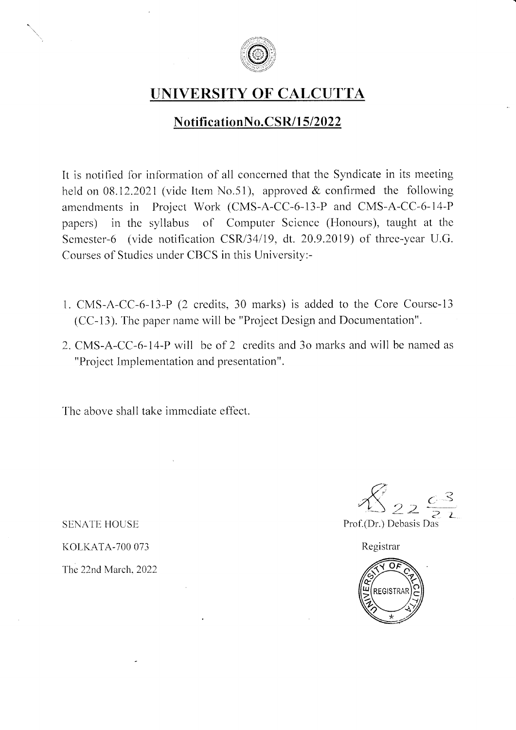# UNIVERSITY OF CALCUTTA

## NotificationNo.CSR/15/2022

It is notified for information of all concerned that the Syndicate in its meeting held on 08.12.2021 (vide Item No.51), approved & confirmed the following amendments in Project Work (CMS-A-CC-6-13-P and CMS-A-CC-6-14-P papers) in the syllabus of Computer Science (Honours), taught at the Semester-6 (vide notification CSR/34/19, dt. 20.9.2019) of three-year U.G. Courses of Studies under CBCS in this University:-

1. CMS-A-CC-6-13-P (2 credits, 30 marks) is added to the Core Course-13 (CC-13). The paper name will be "Project Design and Documentation".
2. CMS-A-CC-6-14-P will be of 2 credits and 3o marks and will be named as "Project Implementation and presentation".

The above shall take immediate effect.

SENATE HOUSE

KOLKATA-700 073

The 22nd March, 2022

22.3.22

Prof.(Dr.) Debasis Das

Registrar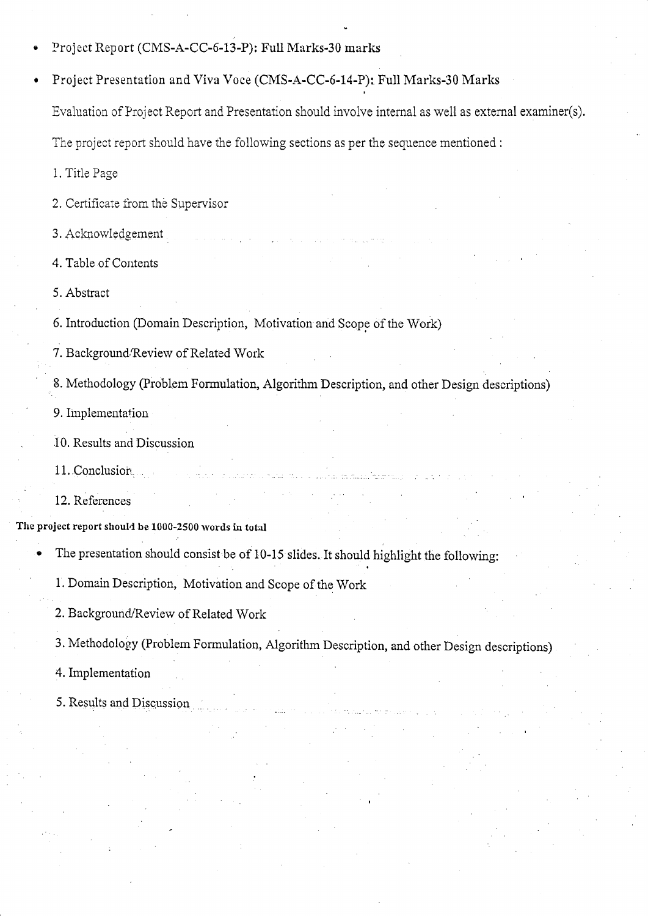- Project Report (CMS-A-CC-6-13-P): Full Marks-30 marks
- Project Presentation and Viva Voce (CMS-A-CC-6-14-P): Full Marks-30 Marks

  Evaluation of Project Report and Presentation should involve internal as well as external examiner(s).

  The project report should have the following sections as per the sequence mentioned :

  1. Title Page
  2. Certificate from the Supervisor
  3. Acknowledgement
  4. Table of Contents
  5. Abstract
  6. Introduction (Domain Description, Motivation and Scope of the Work)
  7. Background/Review of Related Work
  8. Methodology (Problem Formulation, Algorithm Description, and other Design descriptions)
  9. Implementation
  10. Results and Discussion
  11. Conclusion
  12. References

**The project report should be 1000-2500 words in total**

- The presentation should consist be of 10-15 slides. It should highlight the following:

  1. Domain Description, Motivation and Scope of the Work
  2. Background/Review of Related Work
  3. Methodology (Problem Formulation, Algorithm Description, and other Design descriptions)
  4. Implementation
  5. Results and Discussion